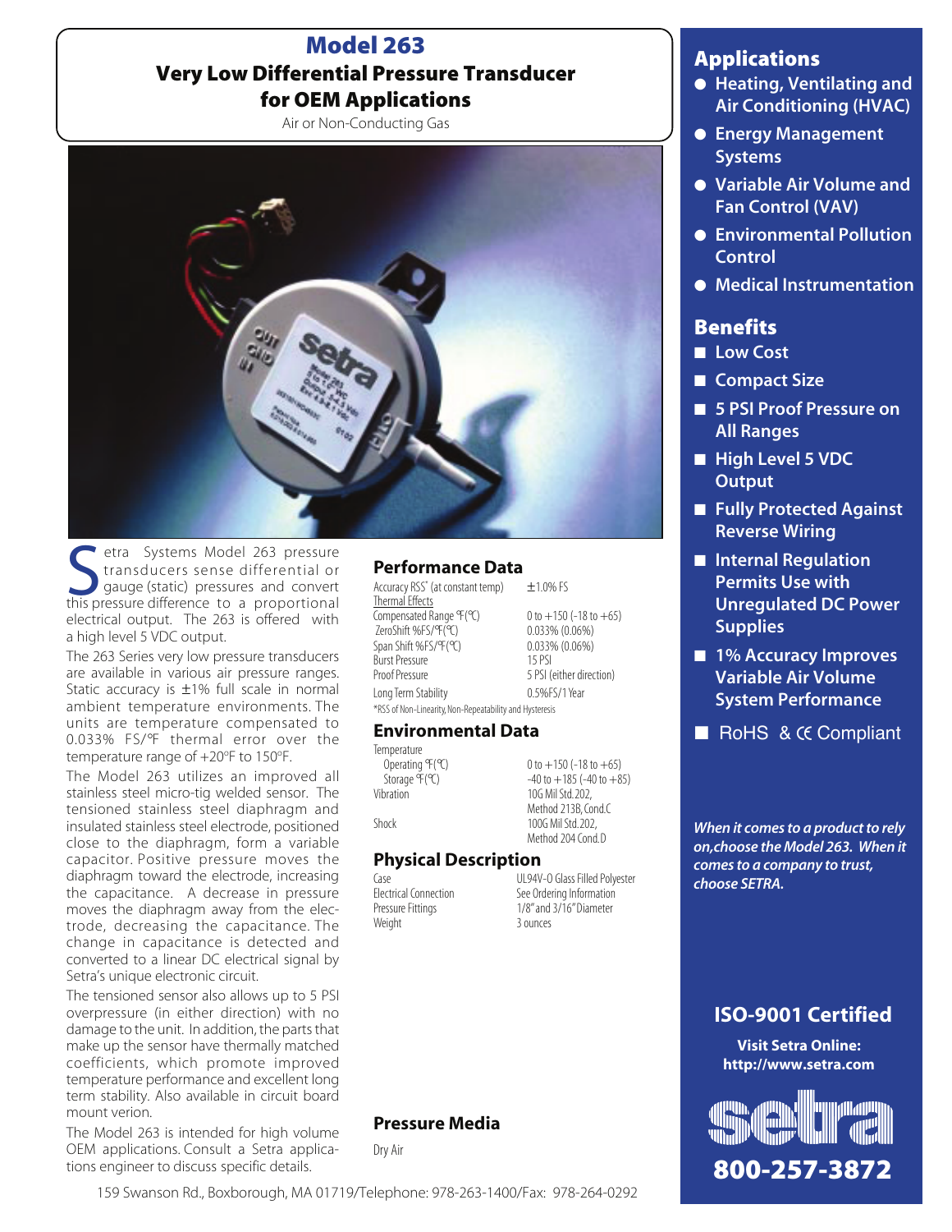# Model 263

## Very Low Differential Pressure Transducer for OEM Applications

Air or Non-Conducting Gas

Setra Systems Model 263 pressure transducers sense differential or gauge (static) pressures and convert this pressure difference to a proportional electrical output. The 263 is offered with a high level 5 VDC output.

The 263 Series very low pressure transducers are available in various air pressure ranges. Static accuracy is ±1% full scale in normal ambient temperature environments. The units are temperature compensated to 0.033% FS/°F thermal error over the temperature range of +20°F to 150°F.

The Model 263 utilizes an improved all stainless steel micro-tig welded sensor. The tensioned stainless steel diaphragm and insulated stainless steel electrode, positioned close to the diaphragm, form a variable capacitor. Positive pressure moves the diaphragm toward the electrode, increasing the capacitance. A decrease in pressure moves the diaphragm away from the electrode, decreasing the capacitance. The change in capacitance is detected and converted to a linear DC electrical signal by Setra's unique electronic circuit.

The tensioned sensor also allows up to 5 PSI overpressure (in either direction) with no damage to the unit. In addition, the parts that make up the sensor have thermally matched coefficients, which promote improved temperature performance and excellent long term stability. Also available in circuit board mount verion.

The Model 263 is intended for high volume OEM applications. Consult a Setra applications engineer to discuss specific details.

### Performance Data

| | |
|---|---|
| Accuracy RSS* (at constant temp) | ±1.0% FS |
| Thermal Effects | |
| Compensated Range °F(°C) | 0 to +150 (-18 to +65) |
| ZeroShift %FS/°F(°C) | 0.033% (0.06%) |
| Span Shift %FS/°F(°C) | 0.033% (0.06%) |
| Burst Pressure | 15 PSI |
| Proof Pressure | 5 PSI (either direction) |
| Long Term Stability | 0.5%FS/1 Year |

*RSS of Non-Linearity, Non-Repeatability and Hysteresis

### Environmental Data

| | |
|---|---|
| Temperature | |
| Operating °F(°C) | 0 to +150 (-18 to +65) |
| Storage °F(°C) | -40 to +185 (-40 to +85) |
| Vibration | 10G Mil Std. 202, Method 213B, Cond.C |
| Shock | 100G Mil Std. 202, Method 204 Cond.D |

### Physical Description

| | |
|---|---|
| Case | UL94V-0 Glass Filled Polyester |
| Electrical Connection | See Ordering Information |
| Pressure Fittings | 1/8" and 3/16" Diameter |
| Weight | 3 ounces |

### Pressure Media

Dry Air

## Applications

- Heating, Ventilating and Air Conditioning (HVAC)
- Energy Management Systems
- Variable Air Volume and Fan Control (VAV)
- Environmental Pollution Control
- Medical Instrumentation

## Benefits

- Low Cost
- Compact Size
- 5 PSI Proof Pressure on All Ranges
- High Level 5 VDC Output
- Fully Protected Against Reverse Wiring
- Internal Regulation Permits Use with Unregulated DC Power Supplies
- 1% Accuracy Improves Variable Air Volume System Performance
- RoHS & CE Compliant

*When it comes to a product to rely on,choose the Model 263. When it comes to a company to trust, choose SETRA.*

**ISO-9001 Certified**

**Visit Setra Online: http://www.setra.com**

setra

**800-257-3872**

159 Swanson Rd., Boxborough, MA 01719/Telephone: 978-263-1400/Fax: 978-264-0292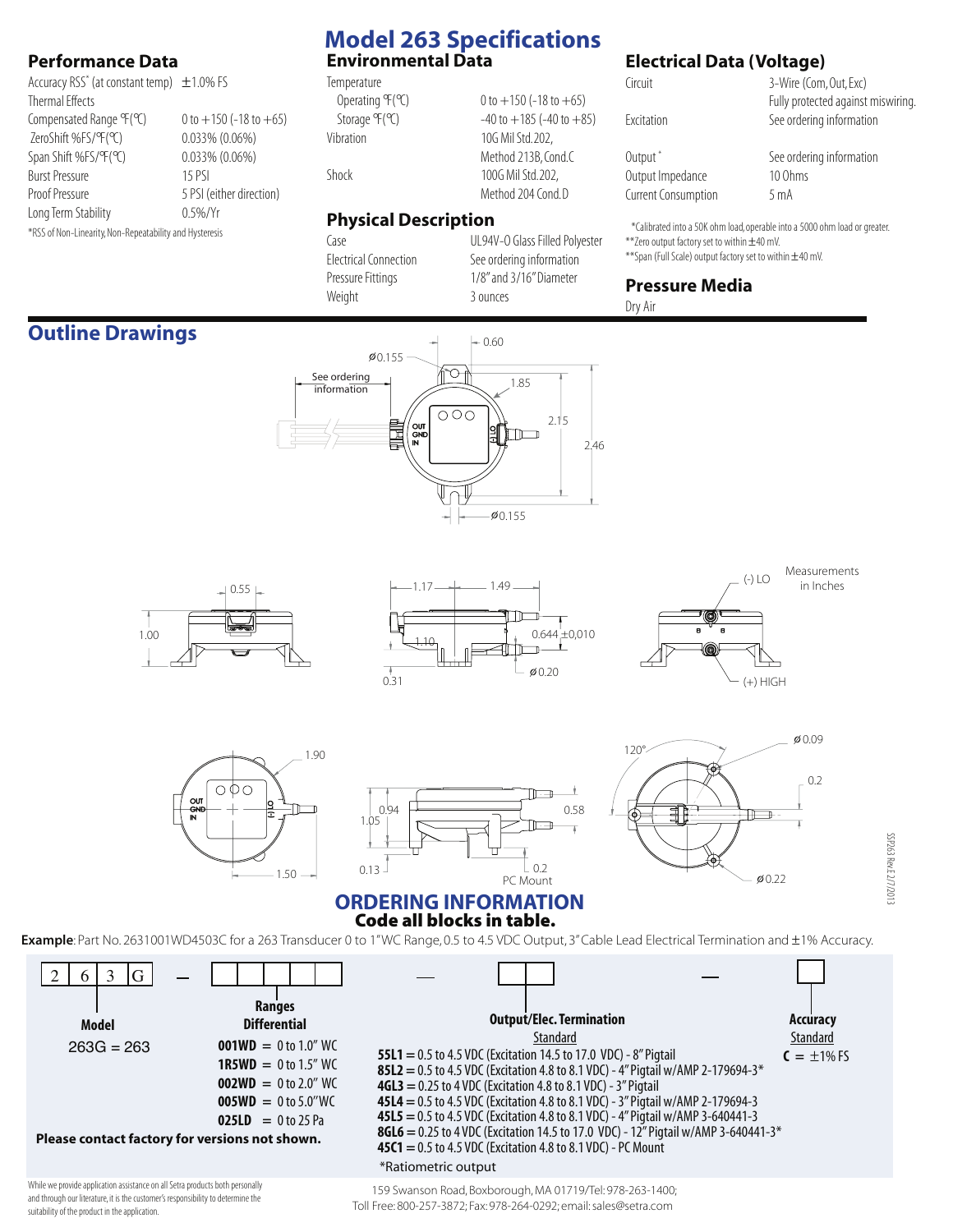# Model 263 Specifications

## Performance Data

| | |
|---|---|
| Accuracy RSS* (at constant temp) | ±1.0% FS |
| Thermal Effects | |
| Compensated Range °F(°C) | 0 to +150 (-18 to +65) |
| ZeroShift %FS/°F(°C) | 0.033% (0.06%) |
| Span Shift %FS/°F(°C) | 0.033% (0.06%) |
| Burst Pressure | 15 PSI |
| Proof Pressure | 5 PSI (either direction) |
| Long Term Stability | 0.5%/Yr |

*RSS of Non-Linearity, Non-Repeatability and Hysteresis

## Environmental Data

| | |
|---|---|
| Temperature | |
| Operating °F(°C) | 0 to +150 (-18 to +65) |
| Storage °F(°C) | -40 to +185 (-40 to +85) |
| Vibration | 10G Mil Std. 202, Method 213B, Cond. C |
| Shock | 100G Mil Std. 202, Method 204 Cond. D |

## Physical Description

| | |
|---|---|
| Case | UL94V-0 Glass Filled Polyester |
| Electrical Connection | See ordering information |
| Pressure Fittings | 1/8" and 3/16" Diameter |
| Weight | 3 ounces |

## Electrical Data (Voltage)

| | |
|---|---|
| Circuit | 3-Wire (Com, Out, Exc) Fully protected against miswiring. |
| Excitation | See ordering information |
| Output* | See ordering information |
| Output Impedance | 10 Ohms |
| Current Consumption | 5 mA |

*Calibrated into a 50K ohm load, operable into a 5000 ohm load or greater.
**Zero output factory set to within ±40 mV.
**Span (Full Scale) output factory set to within ±40 mV.

## Pressure Media

Dry Air

## Outline Drawings

Ø0.155
0.60
See ordering information
1.85
OUT GND IN
(+) HI
2.15
2.46
Ø0.155

0.55
1.00

1.17
1.49
1.10
0.644 ±0.010
0.31
Ø0.20

(-) LO
(+) HIGH
Measurements in Inches

1.90
OUT GND IN
(+) HI
1.50

0.94
1.05
0.58
0.13
0.2
PC Mount

120°
Ø0.09
0.2
Ø0.22

## ORDERING INFORMATION

**Code all blocks in table.**

**Example**: Part No. 2631001WD4503C for a 263 Transducer 0 to 1"WC Range, 0.5 to 4.5 VDC Output, 3" Cable Lead Electrical Termination and ±1% Accuracy.

2 6 3 G — ☐☐☐☐☐ — ☐☐ — ☐

**Model**

263G = 263

**Ranges Differential**

- **001WD** = 0 to 1.0" WC
- **1R5WD** = 0 to 1.5" WC
- **002WD** = 0 to 2.0" WC
- **005WD** = 0 to 5.0" WC
- **025LD** = 0 to 25 Pa

**Please contact factory for versions not shown.**

**Output/Elec. Termination**

Standard

- **55L1** = 0.5 to 4.5 VDC (Excitation 14.5 to 17.0 VDC) - 8" Pigtail
- **85L2** = 0.5 to 4.5 VDC (Excitation 4.8 to 8.1 VDC) - 4" Pigtail w/AMP 2-179694-3*
- **4GL3** = 0.25 to 4 VDC (Excitation 4.8 to 8.1 VDC) - 3" Pigtail
- **45L4** = 0.5 to 4.5 VDC (Excitation 4.8 to 8.1 VDC) - 3" Pigtail w/AMP 2-179694-3
- **45L5** = 0.5 to 4.5 VDC (Excitation 4.8 to 8.1 VDC) - 4" Pigtail w/AMP 3-640441-3
- **8GL6** = 0.25 to 4 VDC (Excitation 14.5 to 17.0 VDC) - 12" Pigtail w/AMP 3-640441-3*
- **45C1** = 0.5 to 4.5 VDC (Excitation 4.8 to 8.1 VDC) - PC Mount

*Ratiometric output

**Accuracy**

Standard

**C** = ±1% FS

While we provide application assistance on all Setra products both personally and through our literature, it is the customer's responsibility to determine the suitability of the product in the application.

159 Swanson Road, Boxborough, MA 01719/Tel: 978-263-1400; Toll Free: 800-257-3872; Fax: 978-264-0292; email: sales@setra.com

SSP263 Rev. E 2/7/2013